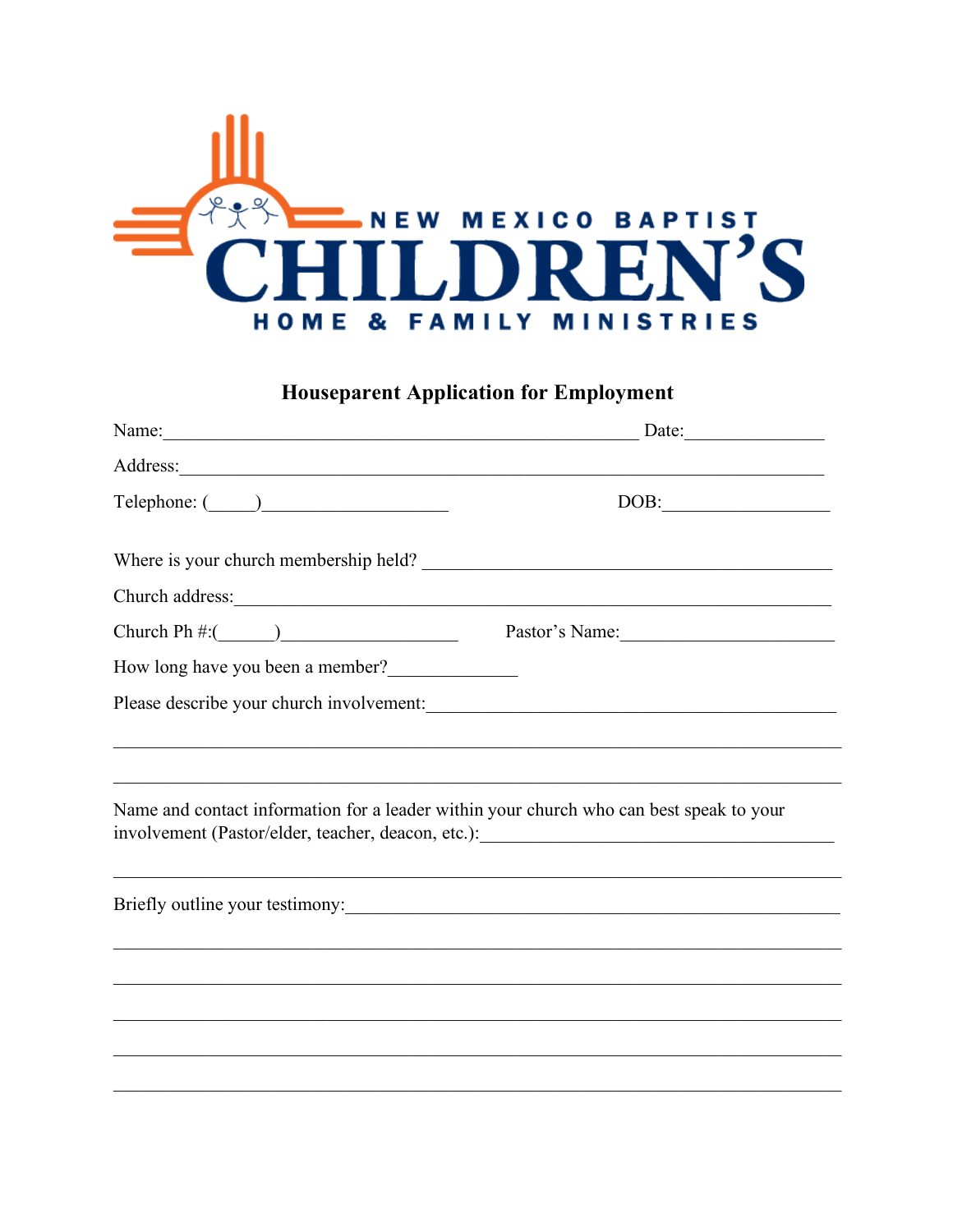NEW MEXICO BAPTIST

# CHILDREN'S

HOME & FAMILY MINISTRIES

## Houseparent Application for Employment

Name:_____________________________________________________ Date:_______________

Address:_______________________________________________________________________

Telephone: (_____)____________________ DOB:__________________

Where is your church membership held? _____________________________________________

Church address:__________________________________________________________________

Church Ph #:(______)___________________ Pastor's Name:______________________

How long have you been a member?______________

Please describe your church involvement:____________________________________________

_________________________________________________________________________________

_________________________________________________________________________________

Name and contact information for a leader within your church who can best speak to your involvement (Pastor/elder, teacher, deacon, etc.):________________________________________

_________________________________________________________________________________

Briefly outline your testimony:_____________________________________________________

_________________________________________________________________________________

_________________________________________________________________________________

_________________________________________________________________________________

_________________________________________________________________________________

_________________________________________________________________________________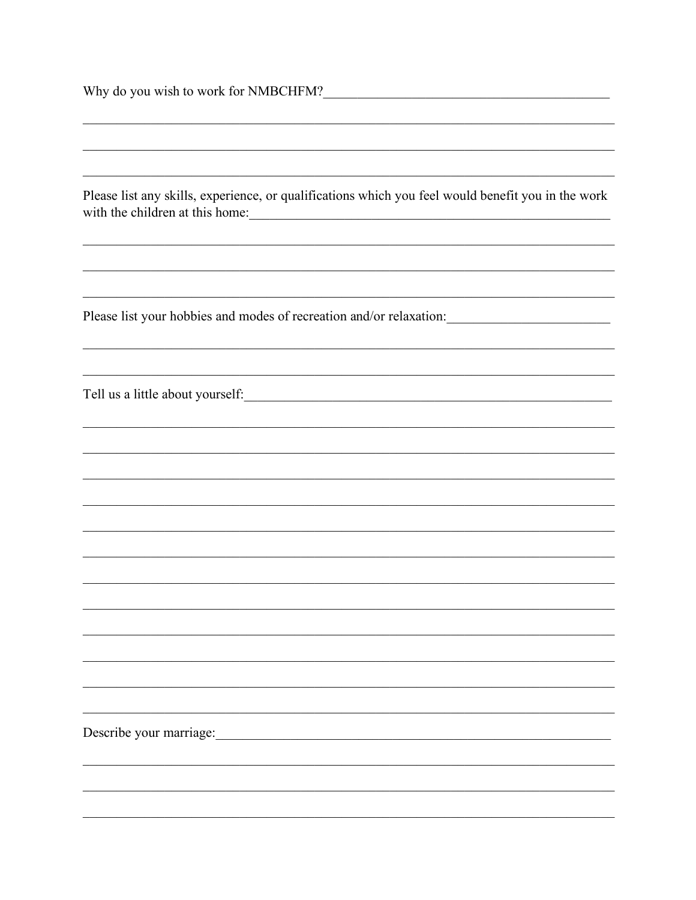Why do you wish to work for NMBCHFM?\_\_\_\_\_\_\_\_\_\_\_\_\_\_\_\_\_\_\_\_\_\_\_\_\_\_\_\_\_\_\_\_\_\_\_\_\_\_\_\_\_\_

\_\_\_\_\_\_\_\_\_\_\_\_\_\_\_\_\_\_\_\_\_\_\_\_\_\_\_\_\_\_\_\_\_\_\_\_\_\_\_\_\_\_\_\_\_\_\_\_\_\_\_\_\_\_\_\_\_\_\_\_\_\_\_\_\_\_\_\_\_\_\_\_\_\_\_\_\_\_\_\_

\_\_\_\_\_\_\_\_\_\_\_\_\_\_\_\_\_\_\_\_\_\_\_\_\_\_\_\_\_\_\_\_\_\_\_\_\_\_\_\_\_\_\_\_\_\_\_\_\_\_\_\_\_\_\_\_\_\_\_\_\_\_\_\_\_\_\_\_\_\_\_\_\_\_\_\_\_\_\_\_

\_\_\_\_\_\_\_\_\_\_\_\_\_\_\_\_\_\_\_\_\_\_\_\_\_\_\_\_\_\_\_\_\_\_\_\_\_\_\_\_\_\_\_\_\_\_\_\_\_\_\_\_\_\_\_\_\_\_\_\_\_\_\_\_\_\_\_\_\_\_\_\_\_\_\_\_\_\_\_\_

Please list any skills, experience, or qualifications which you feel would benefit you in the work with the children at this home:\_\_\_\_\_\_\_\_\_\_\_\_\_\_\_\_\_\_\_\_\_\_\_\_\_\_\_\_\_\_\_\_\_\_\_\_\_\_\_\_\_\_\_\_\_\_\_\_\_\_\_\_\_\_\_\_

\_\_\_\_\_\_\_\_\_\_\_\_\_\_\_\_\_\_\_\_\_\_\_\_\_\_\_\_\_\_\_\_\_\_\_\_\_\_\_\_\_\_\_\_\_\_\_\_\_\_\_\_\_\_\_\_\_\_\_\_\_\_\_\_\_\_\_\_\_\_\_\_\_\_\_\_\_\_\_\_

\_\_\_\_\_\_\_\_\_\_\_\_\_\_\_\_\_\_\_\_\_\_\_\_\_\_\_\_\_\_\_\_\_\_\_\_\_\_\_\_\_\_\_\_\_\_\_\_\_\_\_\_\_\_\_\_\_\_\_\_\_\_\_\_\_\_\_\_\_\_\_\_\_\_\_\_\_\_\_\_

\_\_\_\_\_\_\_\_\_\_\_\_\_\_\_\_\_\_\_\_\_\_\_\_\_\_\_\_\_\_\_\_\_\_\_\_\_\_\_\_\_\_\_\_\_\_\_\_\_\_\_\_\_\_\_\_\_\_\_\_\_\_\_\_\_\_\_\_\_\_\_\_\_\_\_\_\_\_\_\_

Please list your hobbies and modes of recreation and/or relaxation:\_\_\_\_\_\_\_\_\_\_\_\_\_\_\_\_\_\_\_\_\_\_\_\_

\_\_\_\_\_\_\_\_\_\_\_\_\_\_\_\_\_\_\_\_\_\_\_\_\_\_\_\_\_\_\_\_\_\_\_\_\_\_\_\_\_\_\_\_\_\_\_\_\_\_\_\_\_\_\_\_\_\_\_\_\_\_\_\_\_\_\_\_\_\_\_\_\_\_\_\_\_\_\_\_

\_\_\_\_\_\_\_\_\_\_\_\_\_\_\_\_\_\_\_\_\_\_\_\_\_\_\_\_\_\_\_\_\_\_\_\_\_\_\_\_\_\_\_\_\_\_\_\_\_\_\_\_\_\_\_\_\_\_\_\_\_\_\_\_\_\_\_\_\_\_\_\_\_\_\_\_\_\_\_\_

Tell us a little about yourself:\_\_\_\_\_\_\_\_\_\_\_\_\_\_\_\_\_\_\_\_\_\_\_\_\_\_\_\_\_\_\_\_\_\_\_\_\_\_\_\_\_\_\_\_\_\_\_\_\_\_\_\_\_\_\_\_

\_\_\_\_\_\_\_\_\_\_\_\_\_\_\_\_\_\_\_\_\_\_\_\_\_\_\_\_\_\_\_\_\_\_\_\_\_\_\_\_\_\_\_\_\_\_\_\_\_\_\_\_\_\_\_\_\_\_\_\_\_\_\_\_\_\_\_\_\_\_\_\_\_\_\_\_\_\_\_\_

\_\_\_\_\_\_\_\_\_\_\_\_\_\_\_\_\_\_\_\_\_\_\_\_\_\_\_\_\_\_\_\_\_\_\_\_\_\_\_\_\_\_\_\_\_\_\_\_\_\_\_\_\_\_\_\_\_\_\_\_\_\_\_\_\_\_\_\_\_\_\_\_\_\_\_\_\_\_\_\_

\_\_\_\_\_\_\_\_\_\_\_\_\_\_\_\_\_\_\_\_\_\_\_\_\_\_\_\_\_\_\_\_\_\_\_\_\_\_\_\_\_\_\_\_\_\_\_\_\_\_\_\_\_\_\_\_\_\_\_\_\_\_\_\_\_\_\_\_\_\_\_\_\_\_\_\_\_\_\_\_

\_\_\_\_\_\_\_\_\_\_\_\_\_\_\_\_\_\_\_\_\_\_\_\_\_\_\_\_\_\_\_\_\_\_\_\_\_\_\_\_\_\_\_\_\_\_\_\_\_\_\_\_\_\_\_\_\_\_\_\_\_\_\_\_\_\_\_\_\_\_\_\_\_\_\_\_\_\_\_\_

\_\_\_\_\_\_\_\_\_\_\_\_\_\_\_\_\_\_\_\_\_\_\_\_\_\_\_\_\_\_\_\_\_\_\_\_\_\_\_\_\_\_\_\_\_\_\_\_\_\_\_\_\_\_\_\_\_\_\_\_\_\_\_\_\_\_\_\_\_\_\_\_\_\_\_\_\_\_\_\_

\_\_\_\_\_\_\_\_\_\_\_\_\_\_\_\_\_\_\_\_\_\_\_\_\_\_\_\_\_\_\_\_\_\_\_\_\_\_\_\_\_\_\_\_\_\_\_\_\_\_\_\_\_\_\_\_\_\_\_\_\_\_\_\_\_\_\_\_\_\_\_\_\_\_\_\_\_\_\_\_

\_\_\_\_\_\_\_\_\_\_\_\_\_\_\_\_\_\_\_\_\_\_\_\_\_\_\_\_\_\_\_\_\_\_\_\_\_\_\_\_\_\_\_\_\_\_\_\_\_\_\_\_\_\_\_\_\_\_\_\_\_\_\_\_\_\_\_\_\_\_\_\_\_\_\_\_\_\_\_\_

\_\_\_\_\_\_\_\_\_\_\_\_\_\_\_\_\_\_\_\_\_\_\_\_\_\_\_\_\_\_\_\_\_\_\_\_\_\_\_\_\_\_\_\_\_\_\_\_\_\_\_\_\_\_\_\_\_\_\_\_\_\_\_\_\_\_\_\_\_\_\_\_\_\_\_\_\_\_\_\_

\_\_\_\_\_\_\_\_\_\_\_\_\_\_\_\_\_\_\_\_\_\_\_\_\_\_\_\_\_\_\_\_\_\_\_\_\_\_\_\_\_\_\_\_\_\_\_\_\_\_\_\_\_\_\_\_\_\_\_\_\_\_\_\_\_\_\_\_\_\_\_\_\_\_\_\_\_\_\_\_

\_\_\_\_\_\_\_\_\_\_\_\_\_\_\_\_\_\_\_\_\_\_\_\_\_\_\_\_\_\_\_\_\_\_\_\_\_\_\_\_\_\_\_\_\_\_\_\_\_\_\_\_\_\_\_\_\_\_\_\_\_\_\_\_\_\_\_\_\_\_\_\_\_\_\_\_\_\_\_\_

\_\_\_\_\_\_\_\_\_\_\_\_\_\_\_\_\_\_\_\_\_\_\_\_\_\_\_\_\_\_\_\_\_\_\_\_\_\_\_\_\_\_\_\_\_\_\_\_\_\_\_\_\_\_\_\_\_\_\_\_\_\_\_\_\_\_\_\_\_\_\_\_\_\_\_\_\_\_\_\_

\_\_\_\_\_\_\_\_\_\_\_\_\_\_\_\_\_\_\_\_\_\_\_\_\_\_\_\_\_\_\_\_\_\_\_\_\_\_\_\_\_\_\_\_\_\_\_\_\_\_\_\_\_\_\_\_\_\_\_\_\_\_\_\_\_\_\_\_\_\_\_\_\_\_\_\_\_\_\_\_

\_\_\_\_\_\_\_\_\_\_\_\_\_\_\_\_\_\_\_\_\_\_\_\_\_\_\_\_\_\_\_\_\_\_\_\_\_\_\_\_\_\_\_\_\_\_\_\_\_\_\_\_\_\_\_\_\_\_\_\_\_\_\_\_\_\_\_\_\_\_\_\_\_\_\_\_\_\_\_\_

Describe your marriage:\_\_\_\_\_\_\_\_\_\_\_\_\_\_\_\_\_\_\_\_\_\_\_\_\_\_\_\_\_\_\_\_\_\_\_\_\_\_\_\_\_\_\_\_\_\_\_\_\_\_\_\_\_\_\_\_\_\_\_\_\_\_

\_\_\_\_\_\_\_\_\_\_\_\_\_\_\_\_\_\_\_\_\_\_\_\_\_\_\_\_\_\_\_\_\_\_\_\_\_\_\_\_\_\_\_\_\_\_\_\_\_\_\_\_\_\_\_\_\_\_\_\_\_\_\_\_\_\_\_\_\_\_\_\_\_\_\_\_\_\_\_\_

\_\_\_\_\_\_\_\_\_\_\_\_\_\_\_\_\_\_\_\_\_\_\_\_\_\_\_\_\_\_\_\_\_\_\_\_\_\_\_\_\_\_\_\_\_\_\_\_\_\_\_\_\_\_\_\_\_\_\_\_\_\_\_\_\_\_\_\_\_\_\_\_\_\_\_\_\_\_\_\_

\_\_\_\_\_\_\_\_\_\_\_\_\_\_\_\_\_\_\_\_\_\_\_\_\_\_\_\_\_\_\_\_\_\_\_\_\_\_\_\_\_\_\_\_\_\_\_\_\_\_\_\_\_\_\_\_\_\_\_\_\_\_\_\_\_\_\_\_\_\_\_\_\_\_\_\_\_\_\_\_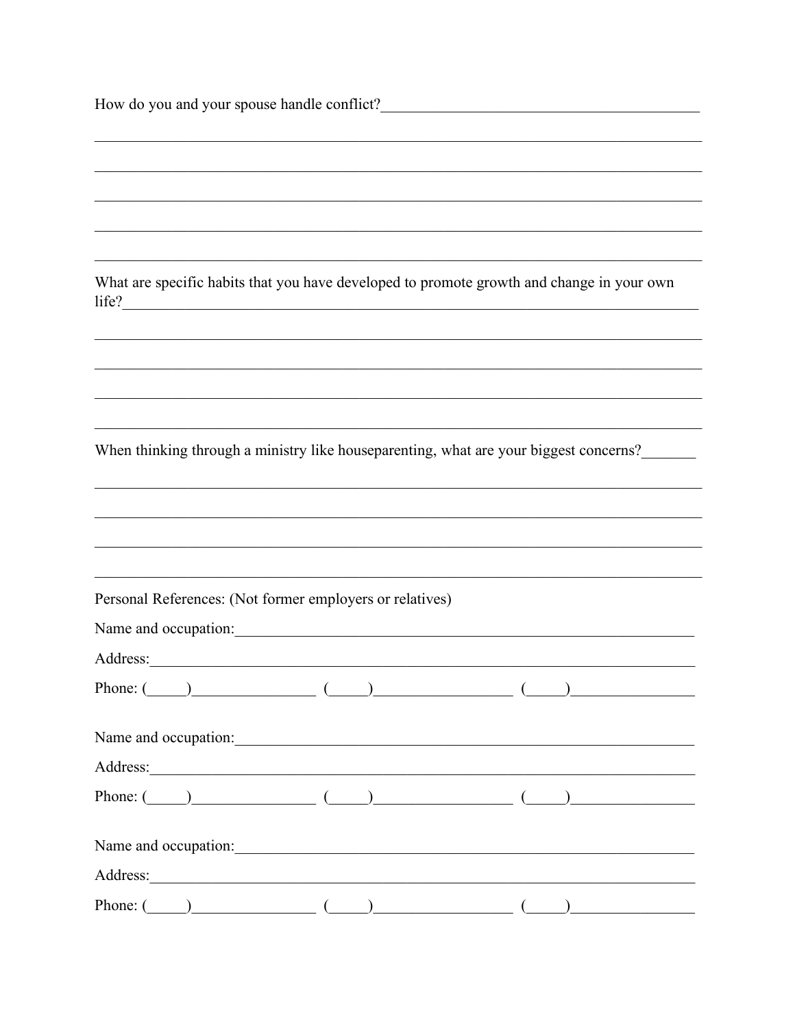How do you and your spouse handle conflict?\_\_\_\_\_\_\_\_\_\_\_\_\_\_\_\_\_\_\_\_\_\_\_\_\_\_\_\_\_\_\_\_\_\_\_\_\_\_\_\_

\_\_\_\_\_\_\_\_\_\_\_\_\_\_\_\_\_\_\_\_\_\_\_\_\_\_\_\_\_\_\_\_\_\_\_\_\_\_\_\_\_\_\_\_\_\_\_\_\_\_\_\_\_\_\_\_\_\_\_\_\_\_\_\_\_\_\_\_\_\_\_\_\_\_\_\_

\_\_\_\_\_\_\_\_\_\_\_\_\_\_\_\_\_\_\_\_\_\_\_\_\_\_\_\_\_\_\_\_\_\_\_\_\_\_\_\_\_\_\_\_\_\_\_\_\_\_\_\_\_\_\_\_\_\_\_\_\_\_\_\_\_\_\_\_\_\_\_\_\_\_\_\_

\_\_\_\_\_\_\_\_\_\_\_\_\_\_\_\_\_\_\_\_\_\_\_\_\_\_\_\_\_\_\_\_\_\_\_\_\_\_\_\_\_\_\_\_\_\_\_\_\_\_\_\_\_\_\_\_\_\_\_\_\_\_\_\_\_\_\_\_\_\_\_\_\_\_\_\_

\_\_\_\_\_\_\_\_\_\_\_\_\_\_\_\_\_\_\_\_\_\_\_\_\_\_\_\_\_\_\_\_\_\_\_\_\_\_\_\_\_\_\_\_\_\_\_\_\_\_\_\_\_\_\_\_\_\_\_\_\_\_\_\_\_\_\_\_\_\_\_\_\_\_\_\_

\_\_\_\_\_\_\_\_\_\_\_\_\_\_\_\_\_\_\_\_\_\_\_\_\_\_\_\_\_\_\_\_\_\_\_\_\_\_\_\_\_\_\_\_\_\_\_\_\_\_\_\_\_\_\_\_\_\_\_\_\_\_\_\_\_\_\_\_\_\_\_\_\_\_\_\_

What are specific habits that you have developed to promote growth and change in your own life?\_\_\_\_\_\_\_\_\_\_\_\_\_\_\_\_\_\_\_\_\_\_\_\_\_\_\_\_\_\_\_\_\_\_\_\_\_\_\_\_\_\_\_\_\_\_\_\_\_\_\_\_\_\_\_\_\_\_\_\_\_\_\_\_\_\_\_\_\_\_

\_\_\_\_\_\_\_\_\_\_\_\_\_\_\_\_\_\_\_\_\_\_\_\_\_\_\_\_\_\_\_\_\_\_\_\_\_\_\_\_\_\_\_\_\_\_\_\_\_\_\_\_\_\_\_\_\_\_\_\_\_\_\_\_\_\_\_\_\_\_\_\_\_\_\_\_

\_\_\_\_\_\_\_\_\_\_\_\_\_\_\_\_\_\_\_\_\_\_\_\_\_\_\_\_\_\_\_\_\_\_\_\_\_\_\_\_\_\_\_\_\_\_\_\_\_\_\_\_\_\_\_\_\_\_\_\_\_\_\_\_\_\_\_\_\_\_\_\_\_\_\_\_

\_\_\_\_\_\_\_\_\_\_\_\_\_\_\_\_\_\_\_\_\_\_\_\_\_\_\_\_\_\_\_\_\_\_\_\_\_\_\_\_\_\_\_\_\_\_\_\_\_\_\_\_\_\_\_\_\_\_\_\_\_\_\_\_\_\_\_\_\_\_\_\_\_\_\_\_

\_\_\_\_\_\_\_\_\_\_\_\_\_\_\_\_\_\_\_\_\_\_\_\_\_\_\_\_\_\_\_\_\_\_\_\_\_\_\_\_\_\_\_\_\_\_\_\_\_\_\_\_\_\_\_\_\_\_\_\_\_\_\_\_\_\_\_\_\_\_\_\_\_\_\_\_

When thinking through a ministry like houseparenting, what are your biggest concerns?\_\_\_\_\_\_\_

\_\_\_\_\_\_\_\_\_\_\_\_\_\_\_\_\_\_\_\_\_\_\_\_\_\_\_\_\_\_\_\_\_\_\_\_\_\_\_\_\_\_\_\_\_\_\_\_\_\_\_\_\_\_\_\_\_\_\_\_\_\_\_\_\_\_\_\_\_\_\_\_\_\_\_\_

\_\_\_\_\_\_\_\_\_\_\_\_\_\_\_\_\_\_\_\_\_\_\_\_\_\_\_\_\_\_\_\_\_\_\_\_\_\_\_\_\_\_\_\_\_\_\_\_\_\_\_\_\_\_\_\_\_\_\_\_\_\_\_\_\_\_\_\_\_\_\_\_\_\_\_\_

\_\_\_\_\_\_\_\_\_\_\_\_\_\_\_\_\_\_\_\_\_\_\_\_\_\_\_\_\_\_\_\_\_\_\_\_\_\_\_\_\_\_\_\_\_\_\_\_\_\_\_\_\_\_\_\_\_\_\_\_\_\_\_\_\_\_\_\_\_\_\_\_\_\_\_\_

\_\_\_\_\_\_\_\_\_\_\_\_\_\_\_\_\_\_\_\_\_\_\_\_\_\_\_\_\_\_\_\_\_\_\_\_\_\_\_\_\_\_\_\_\_\_\_\_\_\_\_\_\_\_\_\_\_\_\_\_\_\_\_\_\_\_\_\_\_\_\_\_\_\_\_\_

Personal References: (Not former employers or relatives)

Name and occupation:\_\_\_\_\_\_\_\_\_\_\_\_\_\_\_\_\_\_\_\_\_\_\_\_\_\_\_\_\_\_\_\_\_\_\_\_\_\_\_\_\_\_\_\_\_\_\_\_\_\_\_\_\_\_\_\_\_\_\_\_

Address:\_\_\_\_\_\_\_\_\_\_\_\_\_\_\_\_\_\_\_\_\_\_\_\_\_\_\_\_\_\_\_\_\_\_\_\_\_\_\_\_\_\_\_\_\_\_\_\_\_\_\_\_\_\_\_\_\_\_\_\_\_\_\_\_\_\_\_\_\_\_

Phone: (\_\_\_\_\_)\_\_\_\_\_\_\_\_\_\_\_\_\_\_\_\_ (\_\_\_\_\_)\_\_\_\_\_\_\_\_\_\_\_\_\_\_\_\_\_\_ (\_\_\_\_\_)\_\_\_\_\_\_\_\_\_\_\_\_\_\_\_\_

Name and occupation:\_\_\_\_\_\_\_\_\_\_\_\_\_\_\_\_\_\_\_\_\_\_\_\_\_\_\_\_\_\_\_\_\_\_\_\_\_\_\_\_\_\_\_\_\_\_\_\_\_\_\_\_\_\_\_\_\_\_\_\_

Address:\_\_\_\_\_\_\_\_\_\_\_\_\_\_\_\_\_\_\_\_\_\_\_\_\_\_\_\_\_\_\_\_\_\_\_\_\_\_\_\_\_\_\_\_\_\_\_\_\_\_\_\_\_\_\_\_\_\_\_\_\_\_\_\_\_\_\_\_\_\_

Phone: (\_\_\_\_\_)\_\_\_\_\_\_\_\_\_\_\_\_\_\_\_\_ (\_\_\_\_\_)\_\_\_\_\_\_\_\_\_\_\_\_\_\_\_\_\_\_ (\_\_\_\_\_)\_\_\_\_\_\_\_\_\_\_\_\_\_\_\_\_

Name and occupation:\_\_\_\_\_\_\_\_\_\_\_\_\_\_\_\_\_\_\_\_\_\_\_\_\_\_\_\_\_\_\_\_\_\_\_\_\_\_\_\_\_\_\_\_\_\_\_\_\_\_\_\_\_\_\_\_\_\_\_\_

Address:\_\_\_\_\_\_\_\_\_\_\_\_\_\_\_\_\_\_\_\_\_\_\_\_\_\_\_\_\_\_\_\_\_\_\_\_\_\_\_\_\_\_\_\_\_\_\_\_\_\_\_\_\_\_\_\_\_\_\_\_\_\_\_\_\_\_\_\_\_\_

Phone: (\_\_\_\_\_)\_\_\_\_\_\_\_\_\_\_\_\_\_\_\_\_ (\_\_\_\_\_)\_\_\_\_\_\_\_\_\_\_\_\_\_\_\_\_\_\_ (\_\_\_\_\_)\_\_\_\_\_\_\_\_\_\_\_\_\_\_\_\_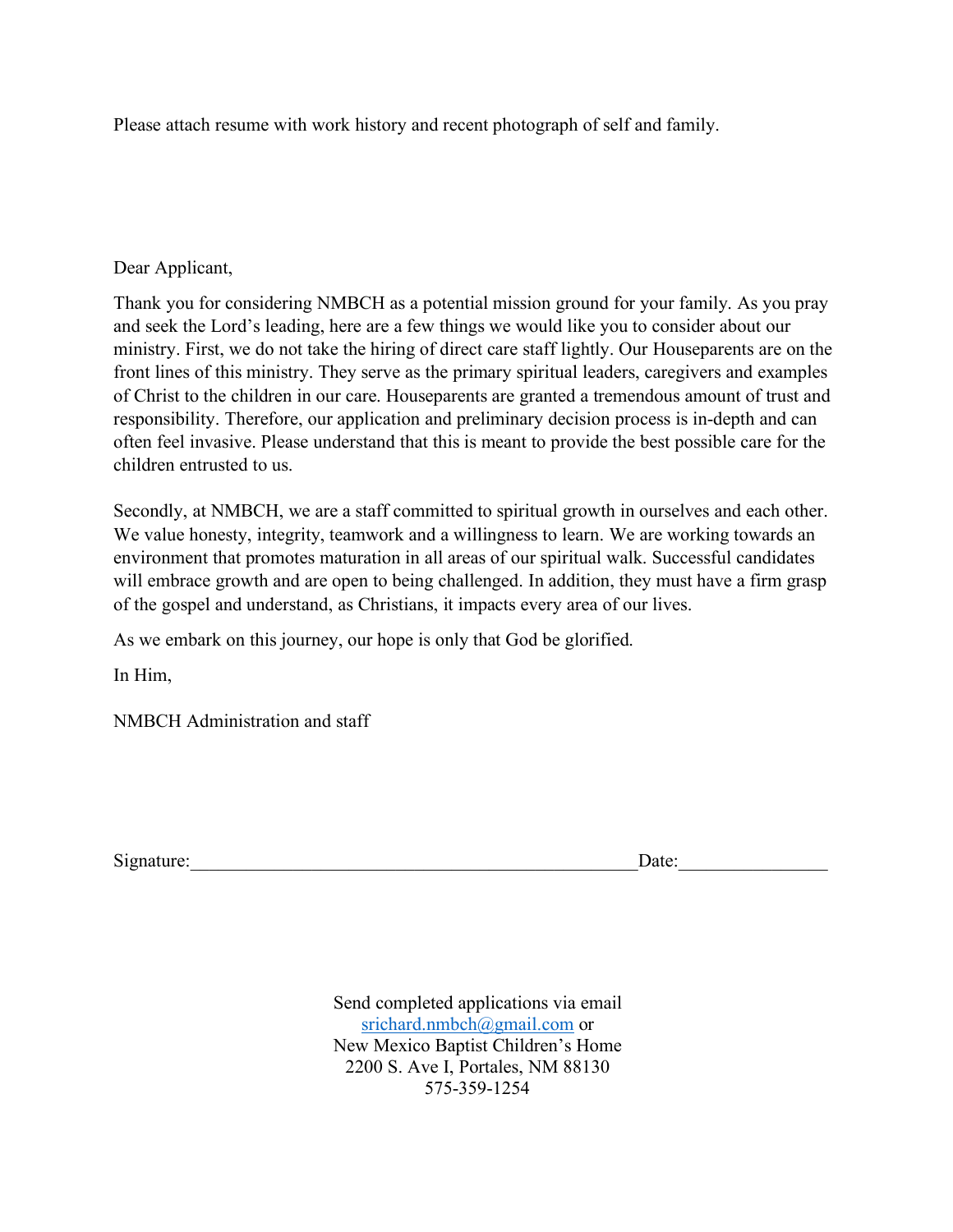Please attach resume with work history and recent photograph of self and family.

Dear Applicant,

Thank you for considering NMBCH as a potential mission ground for your family. As you pray and seek the Lord's leading, here are a few things we would like you to consider about our ministry. First, we do not take the hiring of direct care staff lightly. Our Houseparents are on the front lines of this ministry. They serve as the primary spiritual leaders, caregivers and examples of Christ to the children in our care. Houseparents are granted a tremendous amount of trust and responsibility. Therefore, our application and preliminary decision process is in-depth and can often feel invasive. Please understand that this is meant to provide the best possible care for the children entrusted to us.

Secondly, at NMBCH, we are a staff committed to spiritual growth in ourselves and each other. We value honesty, integrity, teamwork and a willingness to learn. We are working towards an environment that promotes maturation in all areas of our spiritual walk. Successful candidates will embrace growth and are open to being challenged. In addition, they must have a firm grasp of the gospel and understand, as Christians, it impacts every area of our lives.

As we embark on this journey, our hope is only that God be glorified.

In Him,

NMBCH Administration and staff

Signature:_______________________________________________Date:_______________

Send completed applications via email
srichard.nmbch@gmail.com or
New Mexico Baptist Children's Home
2200 S. Ave I, Portales, NM 88130
575-359-1254